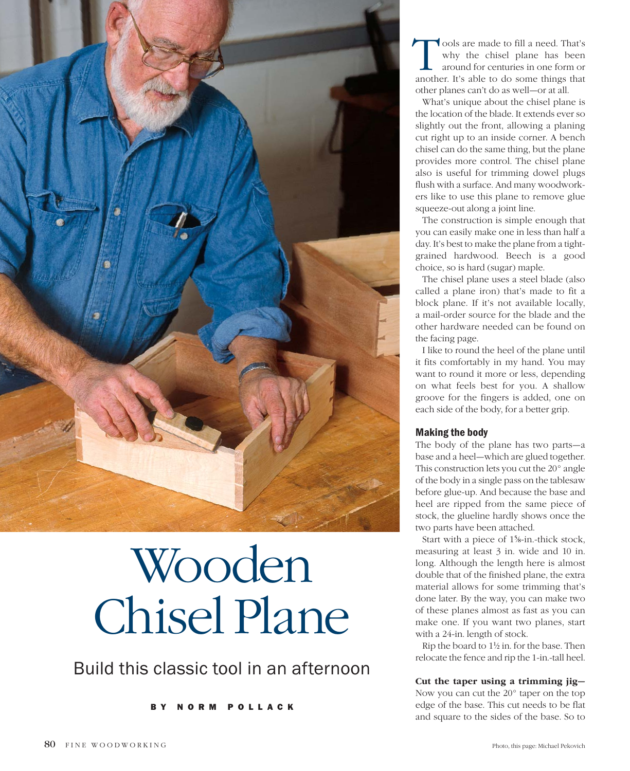# Wooden Chisel Plane

## Build this classic tool in an afternoon

BY NORM POLLACK

Tools are made to fill a need. That's why the chisel plane has been around for centuries in one form or another. It's able to do some things that other planes can't do as well—or at all.

What's unique about the chisel plane is the location of the blade. It extends ever so slightly out the front, allowing a planing cut right up to an inside corner. A bench chisel can do the same thing, but the plane provides more control. The chisel plane also is useful for trimming dowel plugs flush with a surface. And many woodworkers like to use this plane to remove glue squeeze-out along a joint line.

The construction is simple enough that you can easily make one in less than half a day. It's best to make the plane from a tight-grained hardwood. Beech is a good choice, so is hard (sugar) maple.

The chisel plane uses a steel blade (also called a plane iron) that's made to fit a block plane. If it's not available locally, a mail-order source for the blade and the other hardware needed can be found on the facing page.

I like to round the heel of the plane until it fits comfortably in my hand. You may want to round it more or less, depending on what feels best for you. A shallow groove for the fingers is added, one on each side of the body, for a better grip.

### Making the body

The body of the plane has two parts—a base and a heel—which are glued together. This construction lets you cut the 20° angle of the body in a single pass on the tablesaw before glue-up. And because the base and heel are ripped from the same piece of stock, the glueline hardly shows once the two parts have been attached.

Start with a piece of 1⅝-in.-thick stock, measuring at least 3 in. wide and 10 in. long. Although the length here is almost double that of the finished plane, the extra material allows for some trimming that's done later. By the way, you can make two of these planes almost as fast as you can make one. If you want two planes, start with a 24-in. length of stock.

Rip the board to 1½ in. for the base. Then relocate the fence and rip the 1-in.-tall heel.

**Cut the taper using a trimming jig—** Now you can cut the 20° taper on the top edge of the base. This cut needs to be flat and square to the sides of the base. So to

Photo, this page: Michael Pekovich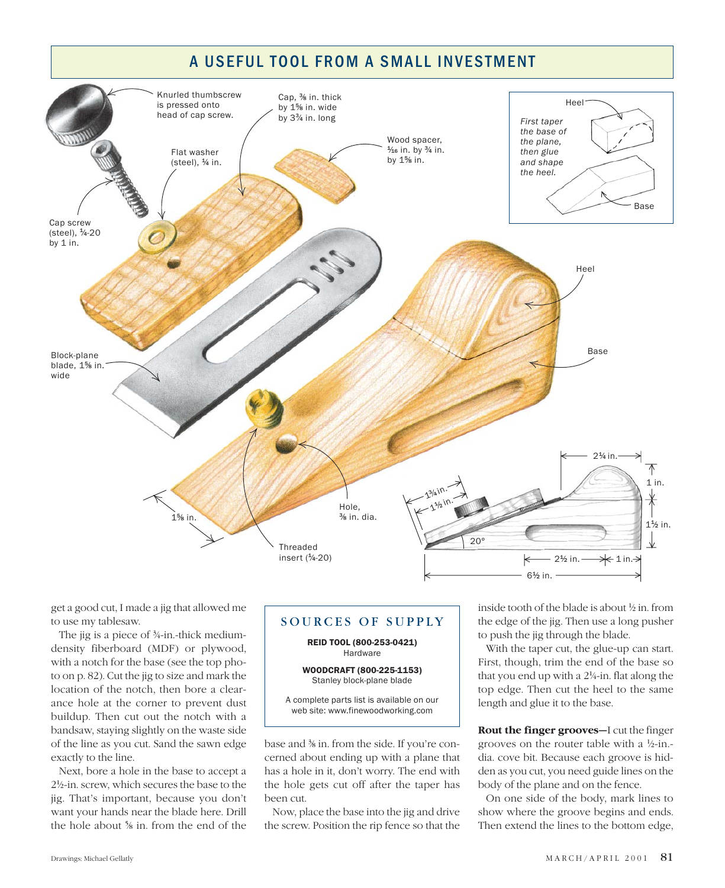## A USEFUL TOOL FROM A SMALL INVESTMENT

Knurled thumbscrew is pressed onto head of cap screw.

Cap, ⅜ in. thick by 1⅝ in. wide by 3¾ in. long

Wood spacer, 1⁄16 in. by ¾ in. by 1⅝ in.

Flat washer (steel), ¼ in.

Cap screw (steel), ¼-20 by 1 in.

Block-plane blade, 1⅝ in. wide

Heel

Base

Hole, ⅜ in. dia.

Threaded insert (¼-20)

1⅝ in.

*First taper the base of the plane, then glue and shape the heel.*

Heel

Base

1¾ in., 1½ in., 20°, 2¼ in., 1 in., 1½ in., 2½ in., 1 in., 6½ in.

get a good cut, I made a jig that allowed me to use my tablesaw.

The jig is a piece of ¾-in.-thick medium-density fiberboard (MDF) or plywood, with a notch for the base (see the top photo on p. 82). Cut the jig to size and mark the location of the notch, then bore a clearance hole at the corner to prevent dust buildup. Then cut out the notch with a bandsaw, staying slightly on the waste side of the line as you cut. Sand the sawn edge exactly to the line.

Next, bore a hole in the base to accept a 2½-in. screw, which secures the base to the jig. That's important, because you don't want your hands near the blade here. Drill the hole about ⅝ in. from the end of the base and ⅜ in. from the side. If you're concerned about ending up with a plane that has a hole in it, don't worry. The end with the hole gets cut off after the taper has been cut.

Now, place the base into the jig and drive the screw. Position the rip fence so that the inside tooth of the blade is about ½ in. from the edge of the jig. Then use a long pusher to push the jig through the blade.

With the taper cut, the glue-up can start. First, though, trim the end of the base so that you end up with a 2¼-in. flat along the top edge. Then cut the heel to the same length and glue it to the base.

**Rout the finger grooves—**I cut the finger grooves on the router table with a ½-in.-dia. cove bit. Because each groove is hidden as you cut, you need guide lines on the body of the plane and on the fence.

On one side of the body, mark lines to show where the groove begins and ends. Then extend the lines to the bottom edge,

### SOURCES OF SUPPLY

**REID TOOL (800-253-0421)**
Hardware

**WOODCRAFT (800-225-1153)**
Stanley block-plane blade

A complete parts list is available on our web site: www.finewoodworking.com

Drawings: Michael Gellatly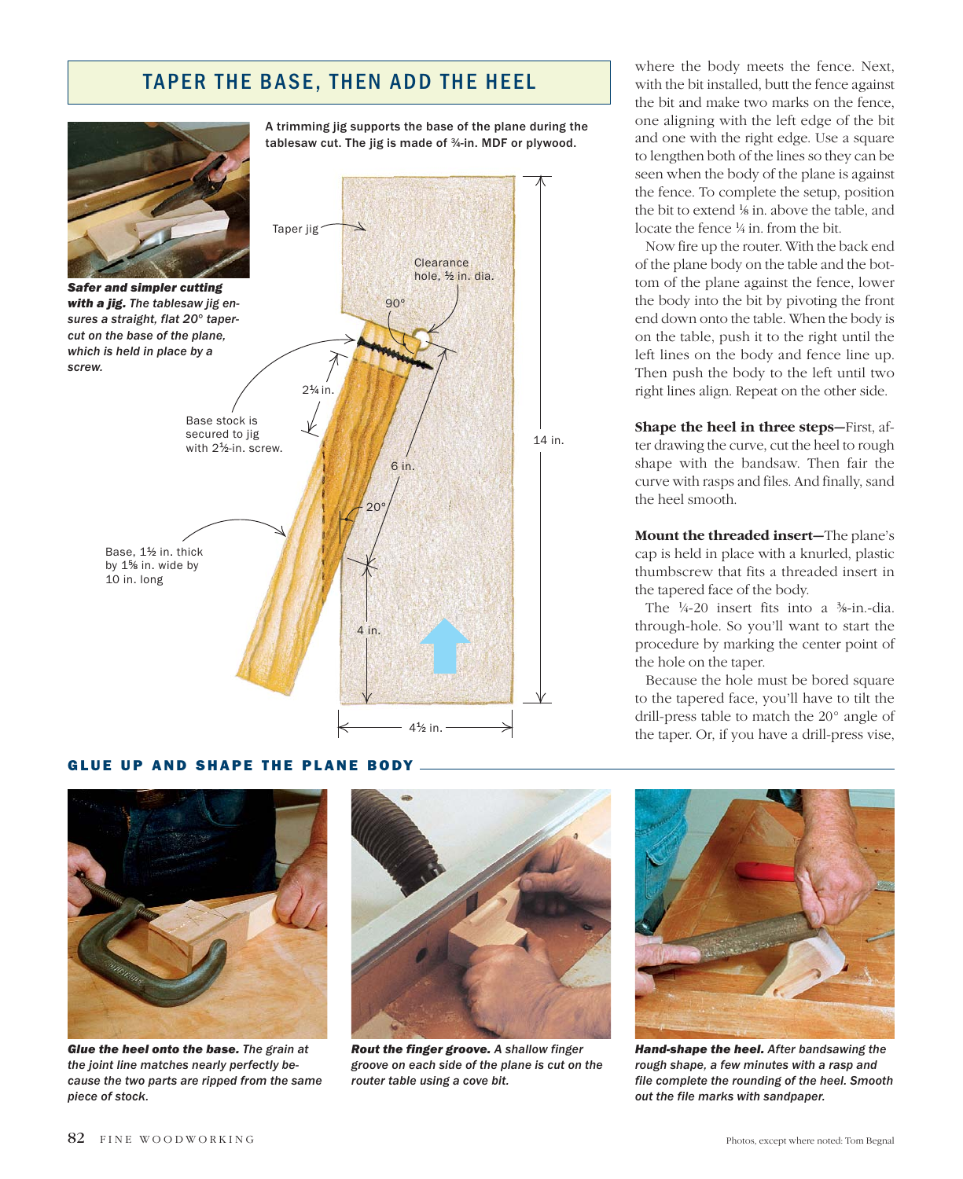## TAPER THE BASE, THEN ADD THE HEEL

***Safer and simpler cutting with a jig.*** *The tablesaw jig ensures a straight, flat 20° taper-cut on the base of the plane, which is held in place by a screw.*

**A trimming jig supports the base of the plane during the tablesaw cut. The jig is made of ¾-in. MDF or plywood.**

Taper jig

Clearance hole, ½ in. dia.

90°

2¼ in.

Base stock is secured to jig with 2½-in. screw.

6 in.

14 in.

20°

Base, 1½ in. thick by 1⅝ in. wide by 10 in. long

4 in.

4½ in.

where the body meets the fence. Next, with the bit installed, butt the fence against the bit and make two marks on the fence, one aligning with the left edge of the bit and one with the right edge. Use a square to lengthen both of the lines so they can be seen when the body of the plane is against the fence. To complete the setup, position the bit to extend ⅛ in. above the table, and locate the fence ¼ in. from the bit.

Now fire up the router. With the back end of the plane body on the table and the bottom of the plane against the fence, lower the body into the bit by pivoting the front end down onto the table. When the body is on the table, push it to the right until the left lines on the body and fence line up. Then push the body to the left until two right lines align. Repeat on the other side.

**Shape the heel in three steps—**First, after drawing the curve, cut the heel to rough shape with the bandsaw. Then fair the curve with rasps and files. And finally, sand the heel smooth.

**Mount the threaded insert—**The plane's cap is held in place with a knurled, plastic thumbscrew that fits a threaded insert in the tapered face of the body.

The ¼-20 insert fits into a ⅜-in.-dia. through-hole. So you'll want to start the procedure by marking the center point of the hole on the taper.

Because the hole must be bored square to the tapered face, you'll have to tilt the drill-press table to match the 20° angle of the taper. Or, if you have a drill-press vise,

### GLUE UP AND SHAPE THE PLANE BODY

***Glue the heel onto the base.*** *The grain at the joint line matches nearly perfectly because the two parts are ripped from the same piece of stock.*

***Rout the finger groove.*** *A shallow finger groove on each side of the plane is cut on the router table using a cove bit.*

***Hand-shape the heel.*** *After bandsawing the rough shape, a few minutes with a rasp and file complete the rounding of the heel. Smooth out the file marks with sandpaper.*

Photos, except where noted: Tom Begnal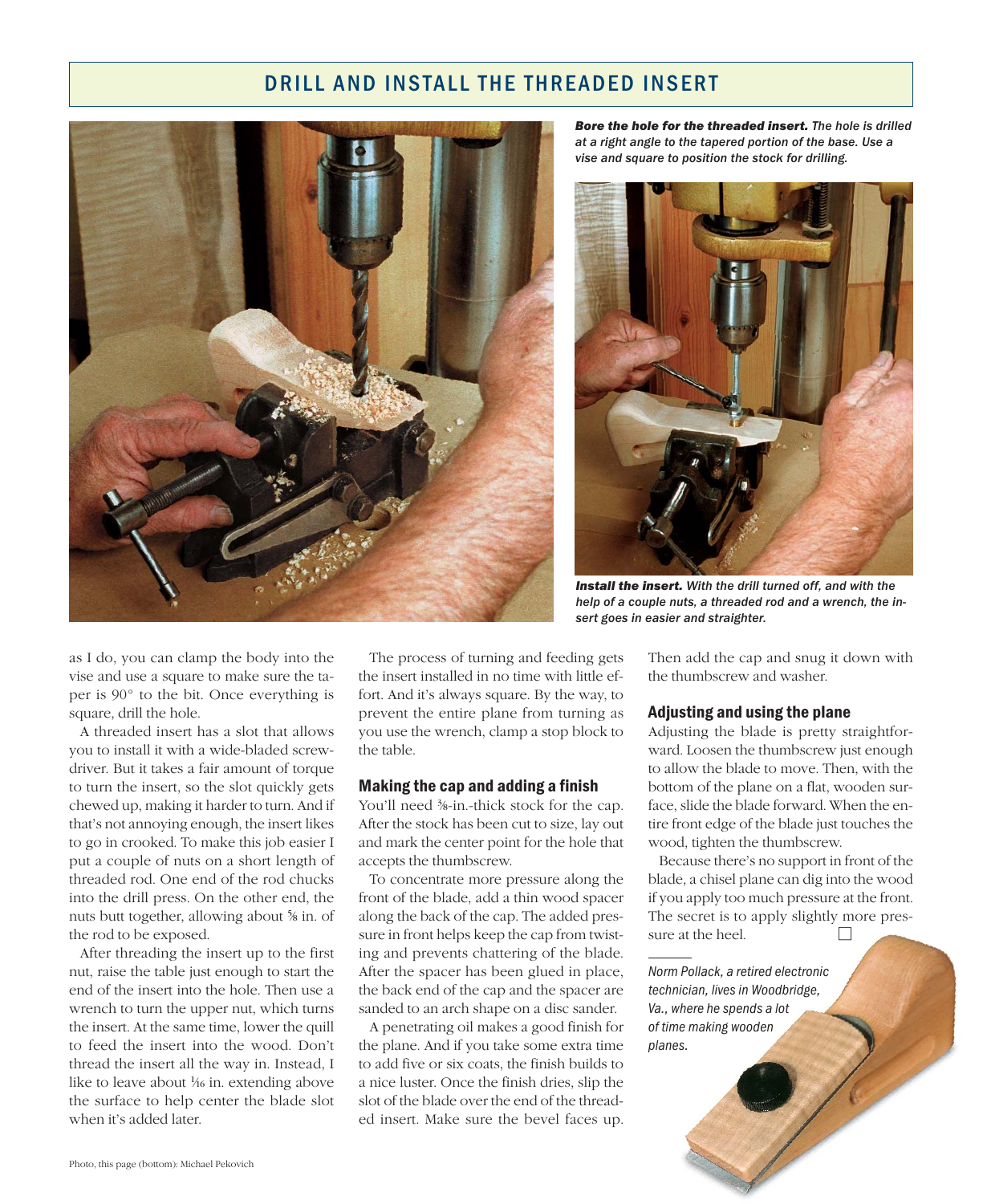## DRILL AND INSTALL THE THREADED INSERT

***Bore the hole for the threaded insert.*** *The hole is drilled at a right angle to the tapered portion of the base. Use a vise and square to position the stock for drilling.*

***Install the insert.*** *With the drill turned off, and with the help of a couple nuts, a threaded rod and a wrench, the insert goes in easier and straighter.*

as I do, you can clamp the body into the vise and use a square to make sure the taper is 90° to the bit. Once everything is square, drill the hole.

A threaded insert has a slot that allows you to install it with a wide-bladed screwdriver. But it takes a fair amount of torque to turn the insert, so the slot quickly gets chewed up, making it harder to turn. And if that's not annoying enough, the insert likes to go in crooked. To make this job easier I put a couple of nuts on a short length of threaded rod. One end of the rod chucks into the drill press. On the other end, the nuts butt together, allowing about ⅝ in. of the rod to be exposed.

After threading the insert up to the first nut, raise the table just enough to start the end of the insert into the hole. Then use a wrench to turn the upper nut, which turns the insert. At the same time, lower the quill to feed the insert into the wood. Don't thread the insert all the way in. Instead, I like to leave about 1⁄16 in. extending above the surface to help center the blade slot when it's added later.

The process of turning and feeding gets the insert installed in no time with little effort. And it's always square. By the way, to prevent the entire plane from turning as you use the wrench, clamp a stop block to the table.

### Making the cap and adding a finish

You'll need ⅜-in.-thick stock for the cap. After the stock has been cut to size, lay out and mark the center point for the hole that accepts the thumbscrew.

To concentrate more pressure along the front of the blade, add a thin wood spacer along the back of the cap. The added pressure in front helps keep the cap from twisting and prevents chattering of the blade. After the spacer has been glued in place, the back end of the cap and the spacer are sanded to an arch shape on a disc sander.

A penetrating oil makes a good finish for the plane. And if you take some extra time to add five or six coats, the finish builds to a nice luster. Once the finish dries, slip the slot of the blade over the end of the threaded insert. Make sure the bevel faces up. Then add the cap and snug it down with the thumbscrew and washer.

### Adjusting and using the plane

Adjusting the blade is pretty straightforward. Loosen the thumbscrew just enough to allow the blade to move. Then, with the bottom of the plane on a flat, wooden surface, slide the blade forward. When the entire front edge of the blade just touches the wood, tighten the thumbscrew.

Because there's no support in front of the blade, a chisel plane can dig into the wood if you apply too much pressure at the front. The secret is to apply slightly more pressure at the heel. □

---

*Norm Pollack, a retired electronic technician, lives in Woodbridge, Va., where he spends a lot of time making wooden planes.*

Photo, this page (bottom): Michael Pekovich